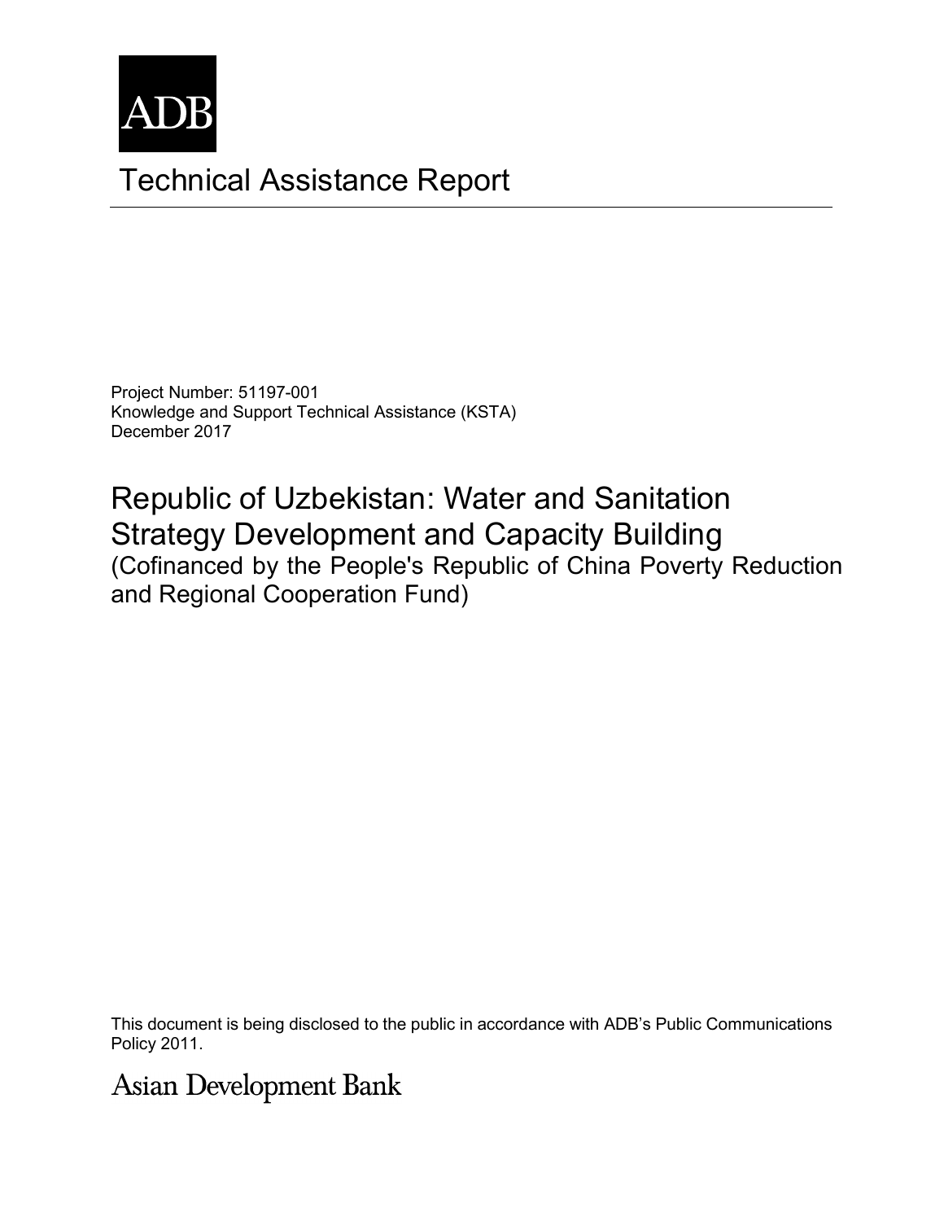ADB

# Technical Assistance Report

Project Number: 51197-001
Knowledge and Support Technical Assistance (KSTA)
December 2017

## Republic of Uzbekistan: Water and Sanitation Strategy Development and Capacity Building
(Cofinanced by the People's Republic of China Poverty Reduction and Regional Cooperation Fund)

This document is being disclosed to the public in accordance with ADB's Public Communications Policy 2011.

Asian Development Bank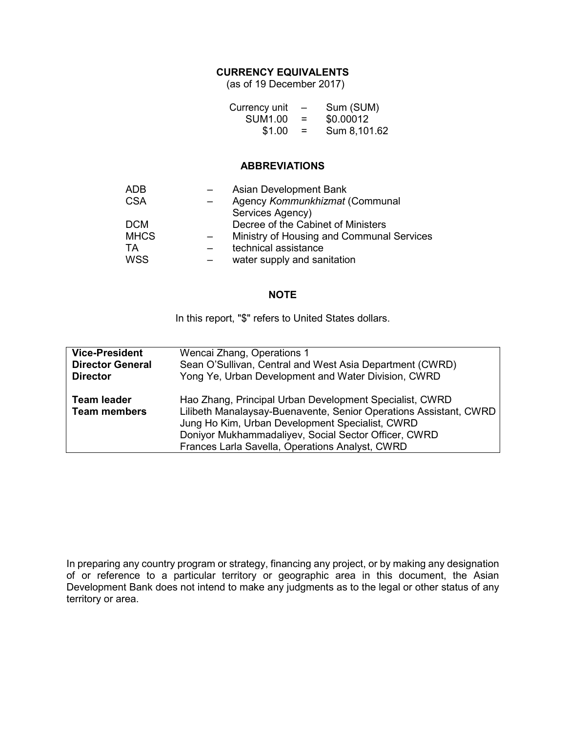## CURRENCY EQUIVALENTS

(as of 19 December 2017)

| | | |
|---|---|---|
| Currency unit | – | Sum (SUM) |
| SUM1.00 | = | $0.00012 |
| $1.00 | = | Sum 8,101.62 |

## ABBREVIATIONS

| | | |
|---|---|---|
| ADB | – | Asian Development Bank |
| CSA | – | Agency *Kommunkhizmat* (Communal Services Agency) |
| DCM | | Decree of the Cabinet of Ministers |
| MHCS | – | Ministry of Housing and Communal Services |
| TA | – | technical assistance |
| WSS | – | water supply and sanitation |

## NOTE

In this report, "$" refers to United States dollars.

| | |
|---|---|
| **Vice-President** | Wencai Zhang, Operations 1 |
| **Director General** | Sean O'Sullivan, Central and West Asia Department (CWRD) |
| **Director** | Yong Ye, Urban Development and Water Division, CWRD |
| **Team leader** | Hao Zhang, Principal Urban Development Specialist, CWRD |
| **Team members** | Lilibeth Manalaysay-Buenavente, Senior Operations Assistant, CWRD |
| | Jung Ho Kim, Urban Development Specialist, CWRD |
| | Doniyor Mukhammadaliyev, Social Sector Officer, CWRD |
| | Frances Larla Savella, Operations Analyst, CWRD |

In preparing any country program or strategy, financing any project, or by making any designation of or reference to a particular territory or geographic area in this document, the Asian Development Bank does not intend to make any judgments as to the legal or other status of any territory or area.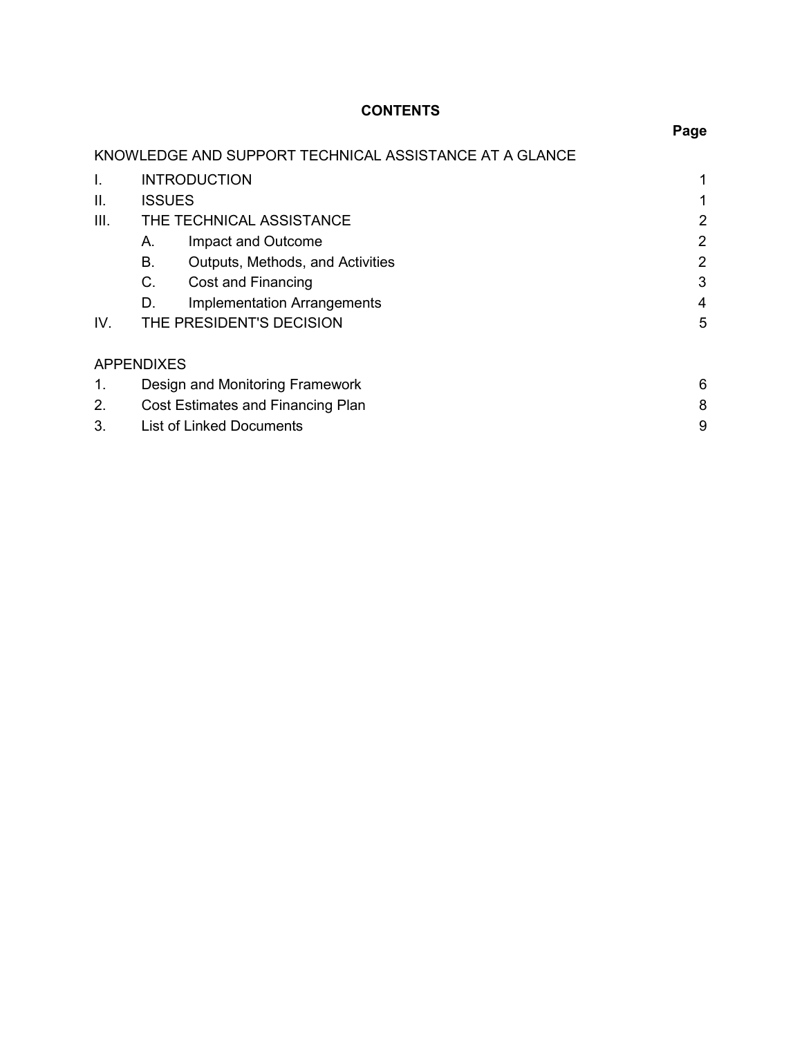# CONTENTS

| | | | Page |
|---|---|---|---|
| KNOWLEDGE AND SUPPORT TECHNICAL ASSISTANCE AT A GLANCE | | | |
| I. | INTRODUCTION | | 1 |
| II. | ISSUES | | 1 |
| III. | THE TECHNICAL ASSISTANCE | | 2 |
| | A. | Impact and Outcome | 2 |
| | B. | Outputs, Methods, and Activities | 2 |
| | C. | Cost and Financing | 3 |
| | D. | Implementation Arrangements | 4 |
| IV. | THE PRESIDENT'S DECISION | | 5 |
| APPENDIXES | | | |
| 1. | Design and Monitoring Framework | | 6 |
| 2. | Cost Estimates and Financing Plan | | 8 |
| 3. | List of Linked Documents | | 9 |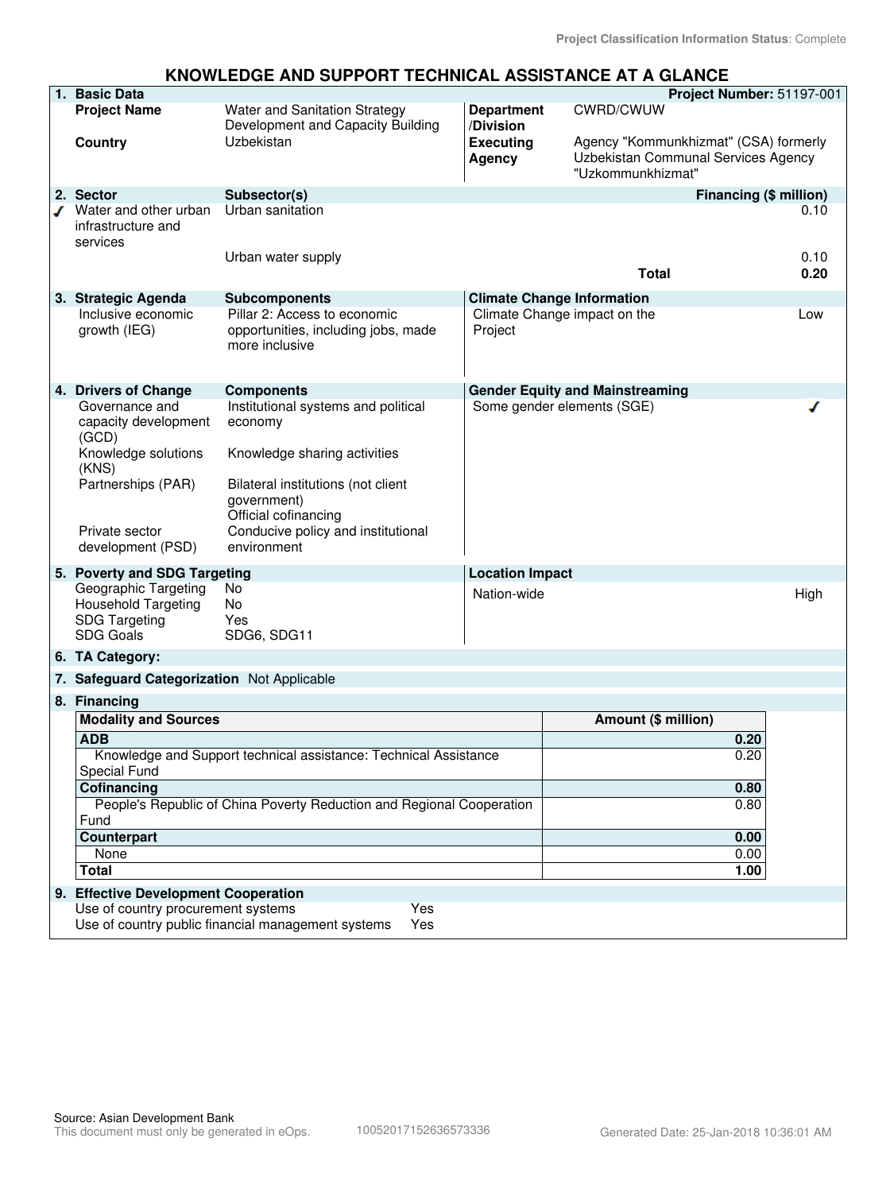Project Classification Information Status: Complete

# KNOWLEDGE AND SUPPORT TECHNICAL ASSISTANCE AT A GLANCE

| **1. Basic Data** | | | **Project Number:** 51197-001 |
|---|---|---|---|
| **Project Name** | Water and Sanitation Strategy Development and Capacity Building | **Department /Division** | CWRD/CWUW |
| **Country** | Uzbekistan | **Executing Agency** | Agency "Kommunkhizmat" (CSA) formerly Uzbekistan Communal Services Agency "Uzkommunkhizmat" |

| **2. Sector** | **Subsector(s)** | **Financing ($ million)** |
|---|---|---|
| ✓ Water and other urban infrastructure and services | Urban sanitation | 0.10 |
| | Urban water supply | 0.10 |
| | **Total** | **0.20** |

| **3. Strategic Agenda** | **Subcomponents** | **Climate Change Information** | |
|---|---|---|---|
| Inclusive economic growth (IEG) | Pillar 2: Access to economic opportunities, including jobs, made more inclusive | Climate Change impact on the Project | Low |

| **4. Drivers of Change** | **Components** | **Gender Equity and Mainstreaming** | |
|---|---|---|---|
| Governance and capacity development (GCD) | Institutional systems and political economy | Some gender elements (SGE) | ✓ |
| Knowledge solutions (KNS) | Knowledge sharing activities | | |
| Partnerships (PAR) | Bilateral institutions (not client government)<br>Official cofinancing | | |
| Private sector development (PSD) | Conducive policy and institutional environment | | |

| **5. Poverty and SDG Targeting** | | **Location Impact** | |
|---|---|---|---|
| Geographic Targeting | No | Nation-wide | High |
| Household Targeting | No | | |
| SDG Targeting | Yes | | |
| SDG Goals | SDG6, SDG11 | | |

**6. TA Category:**

**7. Safeguard Categorization** Not Applicable

**8. Financing**

| Modality and Sources | Amount ($ million) |
|---|---|
| **ADB** | **0.20** |
| Knowledge and Support technical assistance: Technical Assistance Special Fund | 0.20 |
| **Cofinancing** | **0.80** |
| People's Republic of China Poverty Reduction and Regional Cooperation Fund | 0.80 |
| **Counterpart** | **0.00** |
| None | 0.00 |
| **Total** | **1.00** |

**9. Effective Development Cooperation**

| | |
|---|---|
| Use of country procurement systems | Yes |
| Use of country public financial management systems | Yes |

Source: Asian Development Bank
This document must only be generated in eOps. 10052017152636573336 Generated Date: 25-Jan-2018 10:36:01 AM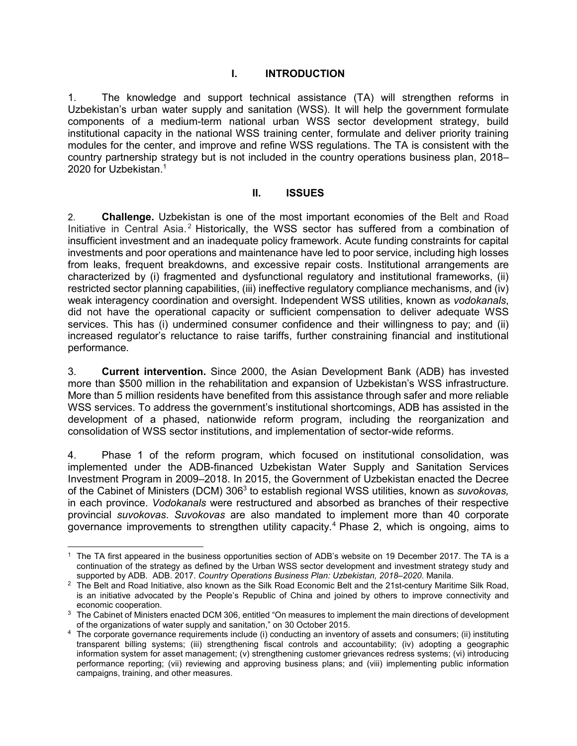# I. INTRODUCTION

1. The knowledge and support technical assistance (TA) will strengthen reforms in Uzbekistan's urban water supply and sanitation (WSS). It will help the government formulate components of a medium-term national urban WSS sector development strategy, build institutional capacity in the national WSS training center, formulate and deliver priority training modules for the center, and improve and refine WSS regulations. The TA is consistent with the country partnership strategy but is not included in the country operations business plan, 2018–2020 for Uzbekistan.[1]

# II. ISSUES

2. **Challenge.** Uzbekistan is one of the most important economies of the Belt and Road Initiative in Central Asia.[2] Historically, the WSS sector has suffered from a combination of insufficient investment and an inadequate policy framework. Acute funding constraints for capital investments and poor operations and maintenance have led to poor service, including high losses from leaks, frequent breakdowns, and excessive repair costs. Institutional arrangements are characterized by (i) fragmented and dysfunctional regulatory and institutional frameworks, (ii) restricted sector planning capabilities, (iii) ineffective regulatory compliance mechanisms, and (iv) weak interagency coordination and oversight. Independent WSS utilities, known as *vodokanals*, did not have the operational capacity or sufficient compensation to deliver adequate WSS services. This has (i) undermined consumer confidence and their willingness to pay; and (ii) increased regulator's reluctance to raise tariffs, further constraining financial and institutional performance.

3. **Current intervention.** Since 2000, the Asian Development Bank (ADB) has invested more than $500 million in the rehabilitation and expansion of Uzbekistan's WSS infrastructure. More than 5 million residents have benefited from this assistance through safer and more reliable WSS services. To address the government's institutional shortcomings, ADB has assisted in the development of a phased, nationwide reform program, including the reorganization and consolidation of WSS sector institutions, and implementation of sector-wide reforms.

4. Phase 1 of the reform program, which focused on institutional consolidation, was implemented under the ADB-financed Uzbekistan Water Supply and Sanitation Services Investment Program in 2009–2018. In 2015, the Government of Uzbekistan enacted the Decree of the Cabinet of Ministers (DCM) 306[3] to establish regional WSS utilities, known as *suvokovas,* in each province. *Vodokanals* were restructured and absorbed as branches of their respective provincial *suvokovas*. *Suvokovas* are also mandated to implement more than 40 corporate governance improvements to strengthen utility capacity.[4] Phase 2, which is ongoing, aims to

---

[1] The TA first appeared in the business opportunities section of ADB's website on 19 December 2017. The TA is a continuation of the strategy as defined by the Urban WSS sector development and investment strategy study and supported by ADB. ADB. 2017. *Country Operations Business Plan: Uzbekistan, 2018–2020*. Manila.

[2] The Belt and Road Initiative, also known as the Silk Road Economic Belt and the 21st-century Maritime Silk Road, is an initiative advocated by the People's Republic of China and joined by others to improve connectivity and economic cooperation.

[3] The Cabinet of Ministers enacted DCM 306, entitled "On measures to implement the main directions of development of the organizations of water supply and sanitation," on 30 October 2015.

[4] The corporate governance requirements include (i) conducting an inventory of assets and consumers; (ii) instituting transparent billing systems; (iii) strengthening fiscal controls and accountability; (iv) adopting a geographic information system for asset management; (v) strengthening customer grievances redress systems; (vi) introducing performance reporting; (vii) reviewing and approving business plans; and (viii) implementing public information campaigns, training, and other measures.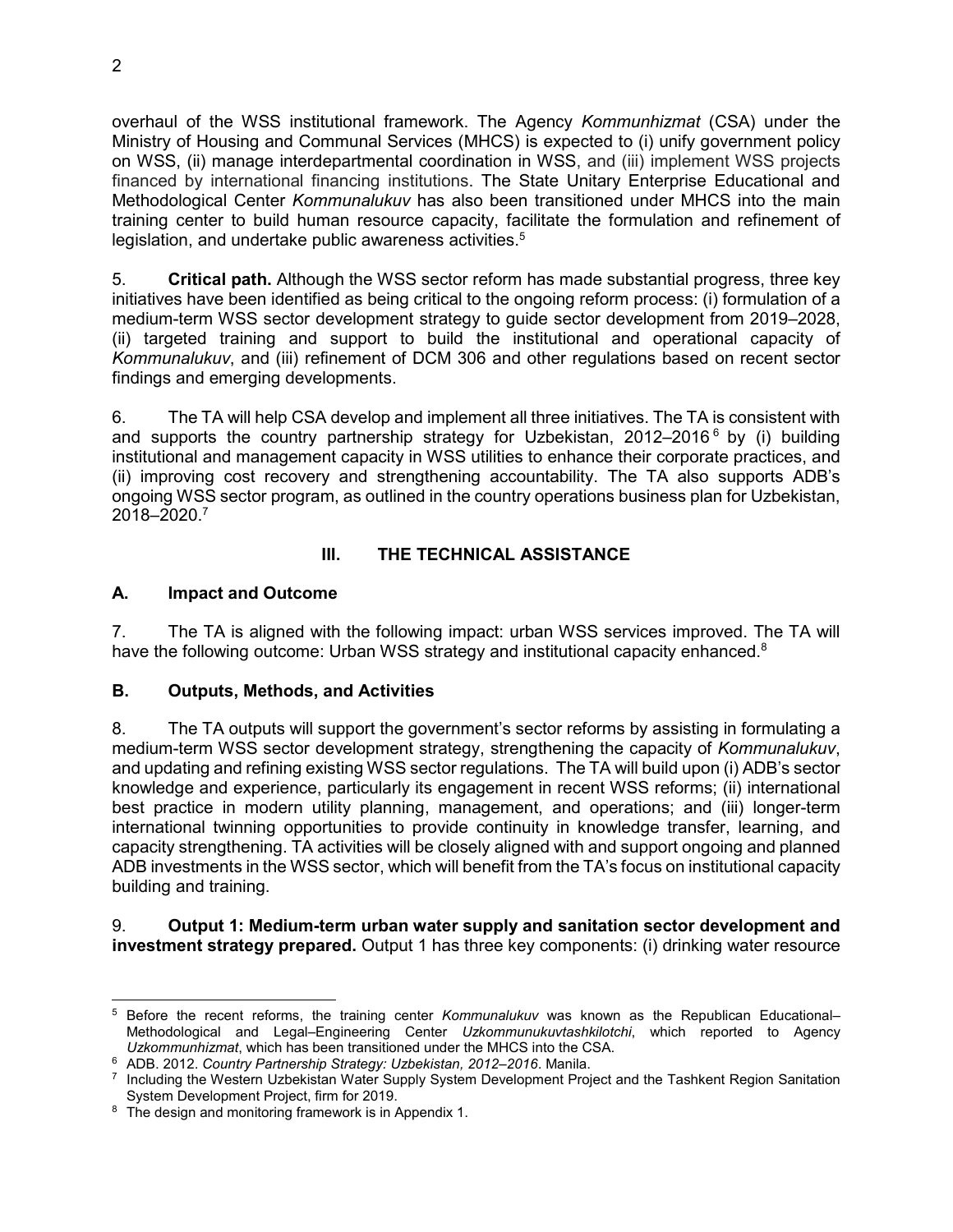overhaul of the WSS institutional framework. The Agency *Kommunhizmat* (CSA) under the Ministry of Housing and Communal Services (MHCS) is expected to (i) unify government policy on WSS, (ii) manage interdepartmental coordination in WSS, and (iii) implement WSS projects financed by international financing institutions. The State Unitary Enterprise Educational and Methodological Center *Kommunalukuv* has also been transitioned under MHCS into the main training center to build human resource capacity, facilitate the formulation and refinement of legislation, and undertake public awareness activities.[5]

5. **Critical path.** Although the WSS sector reform has made substantial progress, three key initiatives have been identified as being critical to the ongoing reform process: (i) formulation of a medium-term WSS sector development strategy to guide sector development from 2019–2028, (ii) targeted training and support to build the institutional and operational capacity of *Kommunalukuv*, and (iii) refinement of DCM 306 and other regulations based on recent sector findings and emerging developments.

6. The TA will help CSA develop and implement all three initiatives. The TA is consistent with and supports the country partnership strategy for Uzbekistan, 2012–2016[6] by (i) building institutional and management capacity in WSS utilities to enhance their corporate practices, and (ii) improving cost recovery and strengthening accountability. The TA also supports ADB's ongoing WSS sector program, as outlined in the country operations business plan for Uzbekistan, 2018–2020.[7]

## III. THE TECHNICAL ASSISTANCE

### A. Impact and Outcome

7. The TA is aligned with the following impact: urban WSS services improved. The TA will have the following outcome: Urban WSS strategy and institutional capacity enhanced.[8]

### B. Outputs, Methods, and Activities

8. The TA outputs will support the government's sector reforms by assisting in formulating a medium-term WSS sector development strategy, strengthening the capacity of *Kommunalukuv*, and updating and refining existing WSS sector regulations. The TA will build upon (i) ADB's sector knowledge and experience, particularly its engagement in recent WSS reforms; (ii) international best practice in modern utility planning, management, and operations; and (iii) longer-term international twinning opportunities to provide continuity in knowledge transfer, learning, and capacity strengthening. TA activities will be closely aligned with and support ongoing and planned ADB investments in the WSS sector, which will benefit from the TA's focus on institutional capacity building and training.

9. **Output 1: Medium-term urban water supply and sanitation sector development and investment strategy prepared.** Output 1 has three key components: (i) drinking water resource

---

[5] Before the recent reforms, the training center *Kommunalukuv* was known as the Republican Educational–Methodological and Legal–Engineering Center *Uzkommunukuvtashkilotchi*, which reported to Agency *Uzkommunhizmat*, which has been transitioned under the MHCS into the CSA.

[6] ADB. 2012. *Country Partnership Strategy: Uzbekistan, 2012–2016*. Manila.

[7] Including the Western Uzbekistan Water Supply System Development Project and the Tashkent Region Sanitation System Development Project, firm for 2019.

[8] The design and monitoring framework is in Appendix 1.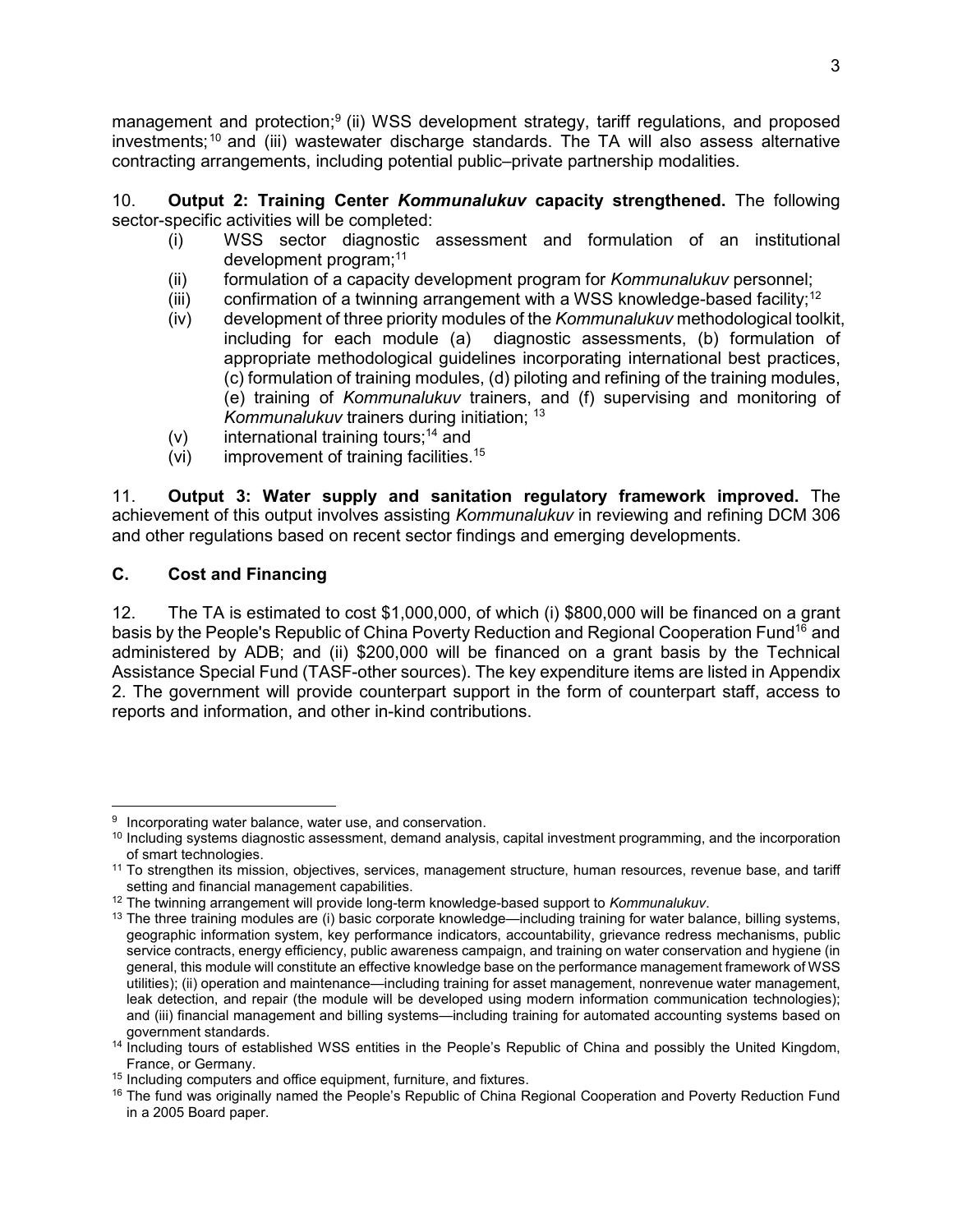management and protection;[9] (ii) WSS development strategy, tariff regulations, and proposed investments;[10] and (iii) wastewater discharge standards. The TA will also assess alternative contracting arrangements, including potential public–private partnership modalities.

10. **Output 2: Training Center *Kommunalukuv* capacity strengthened.** The following sector-specific activities will be completed:

(i) WSS sector diagnostic assessment and formulation of an institutional development program;[11]
(ii) formulation of a capacity development program for *Kommunalukuv* personnel;
(iii) confirmation of a twinning arrangement with a WSS knowledge-based facility;[12]
(iv) development of three priority modules of the *Kommunalukuv* methodological toolkit, including for each module (a) diagnostic assessments, (b) formulation of appropriate methodological guidelines incorporating international best practices, (c) formulation of training modules, (d) piloting and refining of the training modules, (e) training of *Kommunalukuv* trainers, and (f) supervising and monitoring of *Kommunalukuv* trainers during initiation; [13]
(v) international training tours;[14] and
(vi) improvement of training facilities.[15]

11. **Output 3: Water supply and sanitation regulatory framework improved.** The achievement of this output involves assisting *Kommunalukuv* in reviewing and refining DCM 306 and other regulations based on recent sector findings and emerging developments.

### C. Cost and Financing

12. The TA is estimated to cost $1,000,000, of which (i) $800,000 will be financed on a grant basis by the People's Republic of China Poverty Reduction and Regional Cooperation Fund[16] and administered by ADB; and (ii) $200,000 will be financed on a grant basis by the Technical Assistance Special Fund (TASF-other sources). The key expenditure items are listed in Appendix 2. The government will provide counterpart support in the form of counterpart staff, access to reports and information, and other in-kind contributions.

---

[9] Incorporating water balance, water use, and conservation.

[10] Including systems diagnostic assessment, demand analysis, capital investment programming, and the incorporation of smart technologies.

[11] To strengthen its mission, objectives, services, management structure, human resources, revenue base, and tariff setting and financial management capabilities.

[12] The twinning arrangement will provide long-term knowledge-based support to *Kommunalukuv*.

[13] The three training modules are (i) basic corporate knowledge—including training for water balance, billing systems, geographic information system, key performance indicators, accountability, grievance redress mechanisms, public service contracts, energy efficiency, public awareness campaign, and training on water conservation and hygiene (in general, this module will constitute an effective knowledge base on the performance management framework of WSS utilities); (ii) operation and maintenance—including training for asset management, nonrevenue water management, leak detection, and repair (the module will be developed using modern information communication technologies); and (iii) financial management and billing systems—including training for automated accounting systems based on government standards.

[14] Including tours of established WSS entities in the People's Republic of China and possibly the United Kingdom, France, or Germany.

[15] Including computers and office equipment, furniture, and fixtures.

[16] The fund was originally named the People's Republic of China Regional Cooperation and Poverty Reduction Fund in a 2005 Board paper.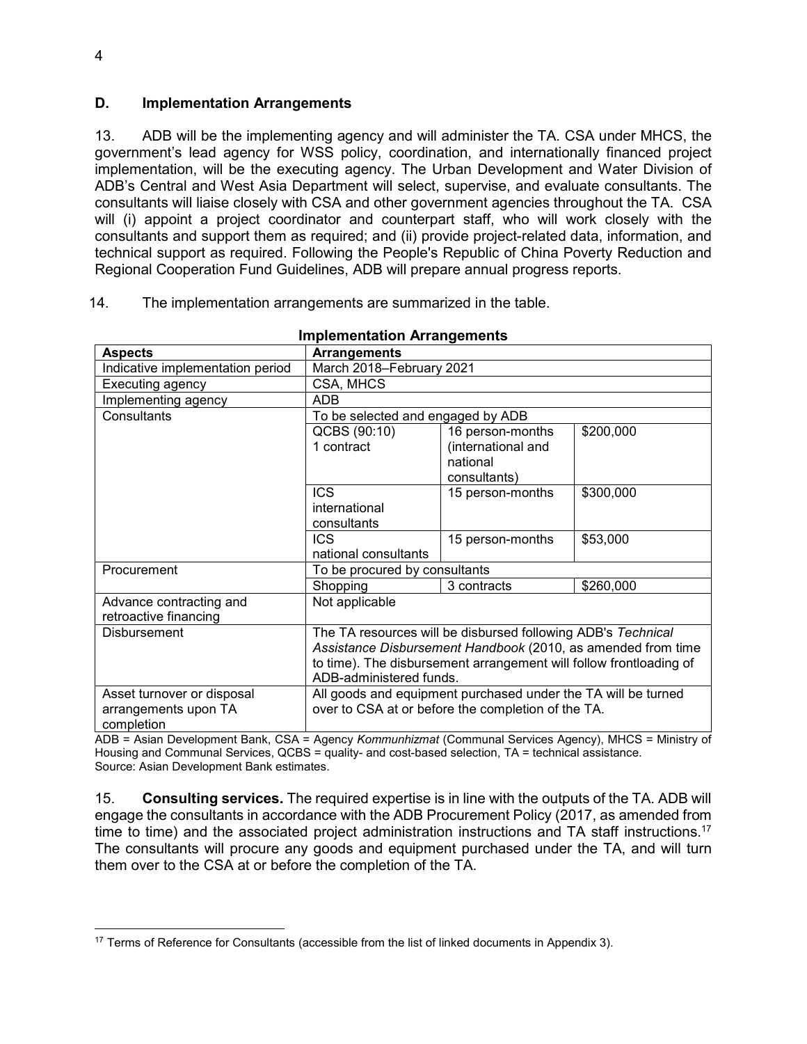### D. Implementation Arrangements

13. ADB will be the implementing agency and will administer the TA. CSA under MHCS, the government's lead agency for WSS policy, coordination, and internationally financed project implementation, will be the executing agency. The Urban Development and Water Division of ADB's Central and West Asia Department will select, supervise, and evaluate consultants. The consultants will liaise closely with CSA and other government agencies throughout the TA. CSA will (i) appoint a project coordinator and counterpart staff, who will work closely with the consultants and support them as required; and (ii) provide project-related data, information, and technical support as required. Following the People's Republic of China Poverty Reduction and Regional Cooperation Fund Guidelines, ADB will prepare annual progress reports.

14. The implementation arrangements are summarized in the table.

**Implementation Arrangements**

| Aspects | Arrangements | | |
|---|---|---|---|
| Indicative implementation period | March 2018–February 2021 | | |
| Executing agency | CSA, MHCS | | |
| Implementing agency | ADB | | |
| Consultants | To be selected and engaged by ADB | | |
| | QCBS (90:10) 1 contract | 16 person-months (international and national consultants) | $200,000 |
| | ICS international consultants | 15 person-months | $300,000 |
| | ICS national consultants | 15 person-months | $53,000 |
| Procurement | To be procured by consultants | | |
| | Shopping | 3 contracts | $260,000 |
| Advance contracting and retroactive financing | Not applicable | | |
| Disbursement | The TA resources will be disbursed following ADB's *Technical Assistance Disbursement Handbook* (2010, as amended from time to time). The disbursement arrangement will follow frontloading of ADB-administered funds. | | |
| Asset turnover or disposal arrangements upon TA completion | All goods and equipment purchased under the TA will be turned over to CSA at or before the completion of the TA. | | |

ADB = Asian Development Bank, CSA = Agency *Kommunhizmat* (Communal Services Agency), MHCS = Ministry of Housing and Communal Services, QCBS = quality- and cost-based selection, TA = technical assistance.
Source: Asian Development Bank estimates.

15. **Consulting services.** The required expertise is in line with the outputs of the TA. ADB will engage the consultants in accordance with the ADB Procurement Policy (2017, as amended from time to time) and the associated project administration instructions and TA staff instructions.[17] The consultants will procure any goods and equipment purchased under the TA, and will turn them over to the CSA at or before the completion of the TA.

[17] Terms of Reference for Consultants (accessible from the list of linked documents in Appendix 3).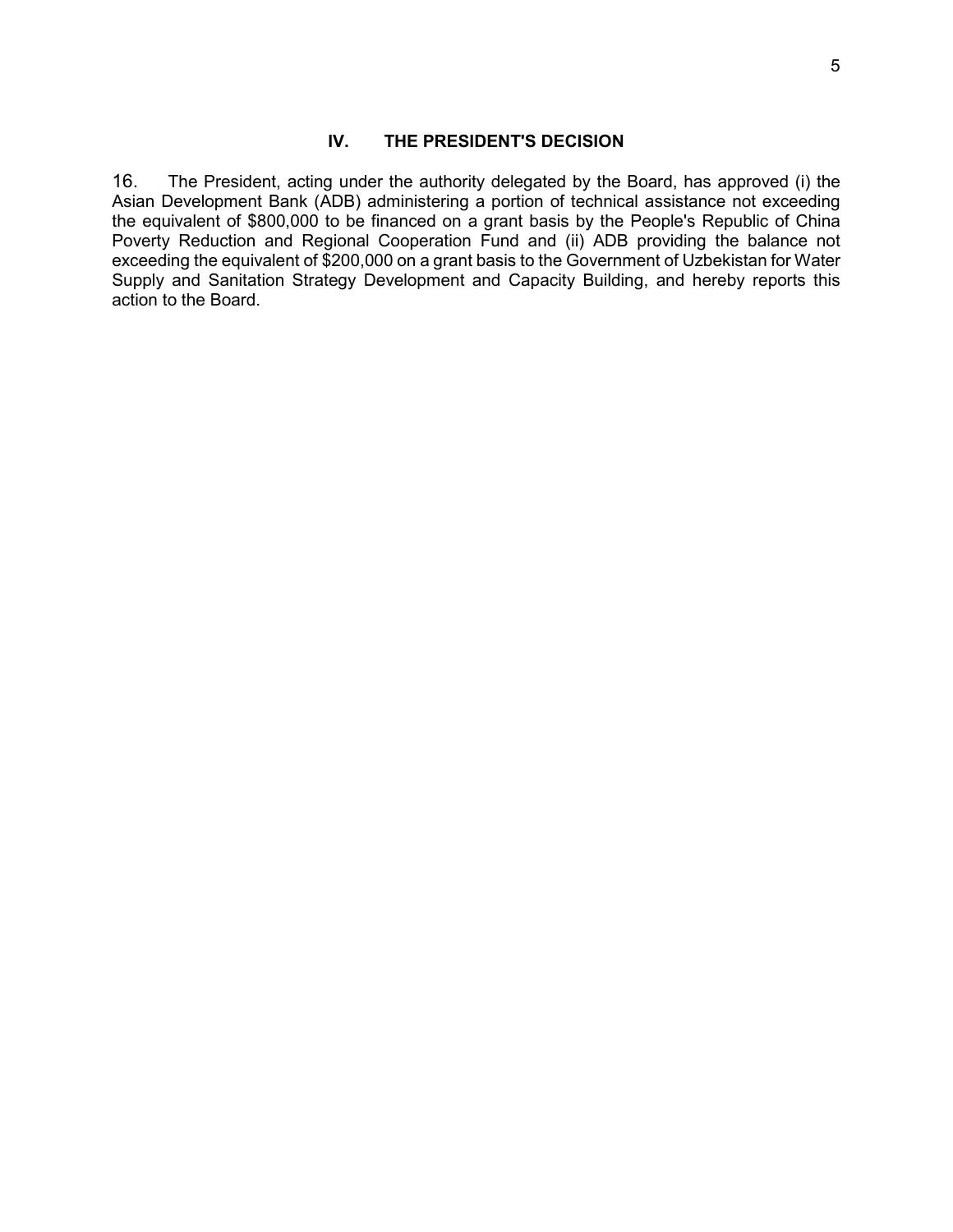## IV. THE PRESIDENT'S DECISION

16. The President, acting under the authority delegated by the Board, has approved (i) the Asian Development Bank (ADB) administering a portion of technical assistance not exceeding the equivalent of $800,000 to be financed on a grant basis by the People's Republic of China Poverty Reduction and Regional Cooperation Fund and (ii) ADB providing the balance not exceeding the equivalent of $200,000 on a grant basis to the Government of Uzbekistan for Water Supply and Sanitation Strategy Development and Capacity Building, and hereby reports this action to the Board.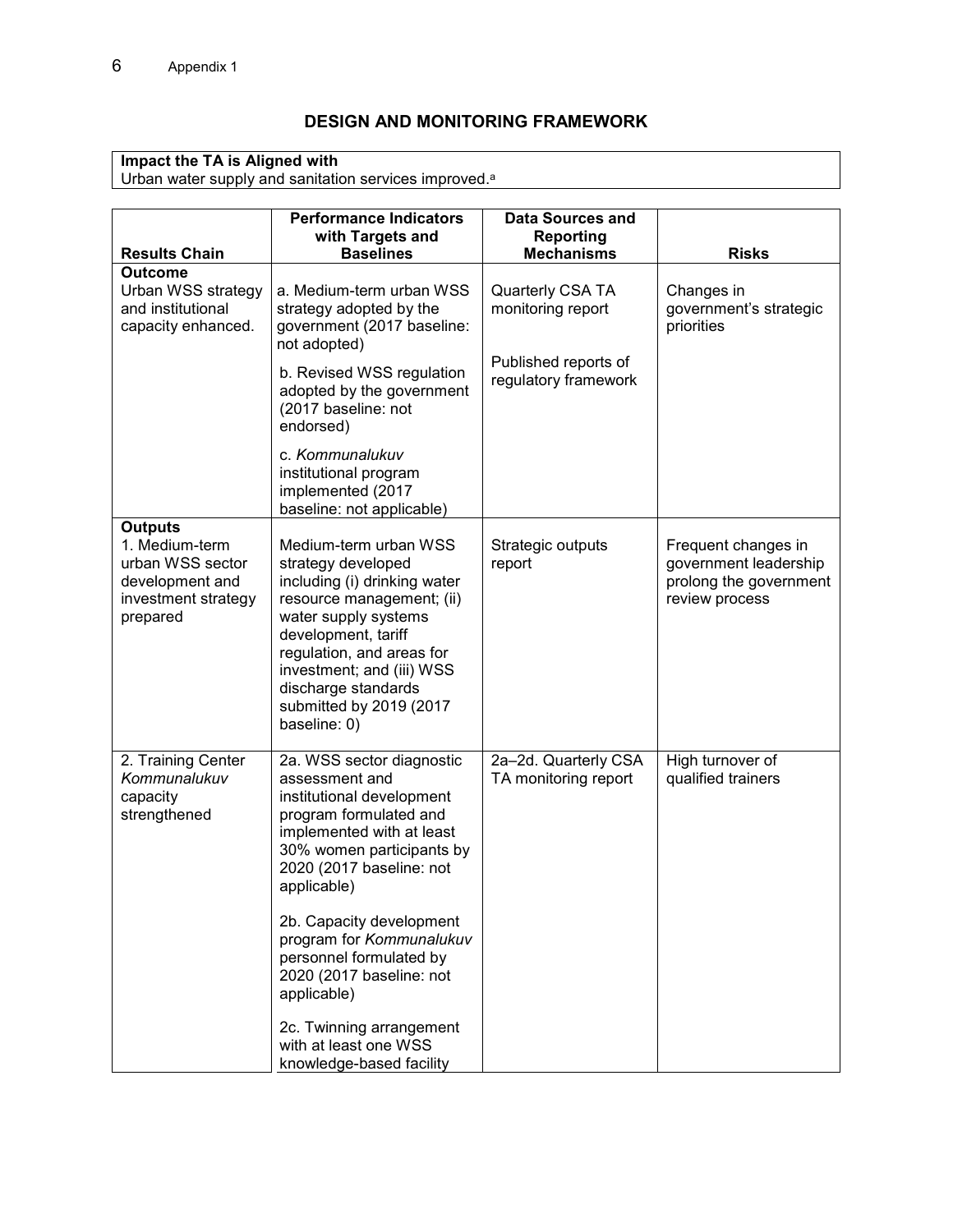## DESIGN AND MONITORING FRAMEWORK

| **Impact the TA is Aligned with** |
| --- |
| Urban water supply and sanitation services improved.[a] |

| Results Chain | Performance Indicators with Targets and Baselines | Data Sources and Reporting Mechanisms | Risks |
| --- | --- | --- | --- |
| **Outcome**<br>Urban WSS strategy and institutional capacity enhanced. | a. Medium-term urban WSS strategy adopted by the government (2017 baseline: not adopted)<br><br>b. Revised WSS regulation adopted by the government (2017 baseline: not endorsed)<br><br>c. *Kommunalukuv* institutional program implemented (2017 baseline: not applicable) | Quarterly CSA TA monitoring report<br><br>Published reports of regulatory framework | Changes in government's strategic priorities |
| **Outputs**<br>1. Medium-term urban WSS sector development and investment strategy prepared | Medium-term urban WSS strategy developed including (i) drinking water resource management; (ii) water supply systems development, tariff regulation, and areas for investment; and (iii) WSS discharge standards submitted by 2019 (2017 baseline: 0) | Strategic outputs report | Frequent changes in government leadership prolong the government review process |
| 2. Training Center *Kommunalukuv* capacity strengthened | 2a. WSS sector diagnostic assessment and institutional development program formulated and implemented with at least 30% women participants by 2020 (2017 baseline: not applicable)<br><br>2b. Capacity development program for *Kommunalukuv* personnel formulated by 2020 (2017 baseline: not applicable)<br><br>2c. Twinning arrangement with at least one WSS knowledge-based facility | 2a–2d. Quarterly CSA TA monitoring report | High turnover of qualified trainers |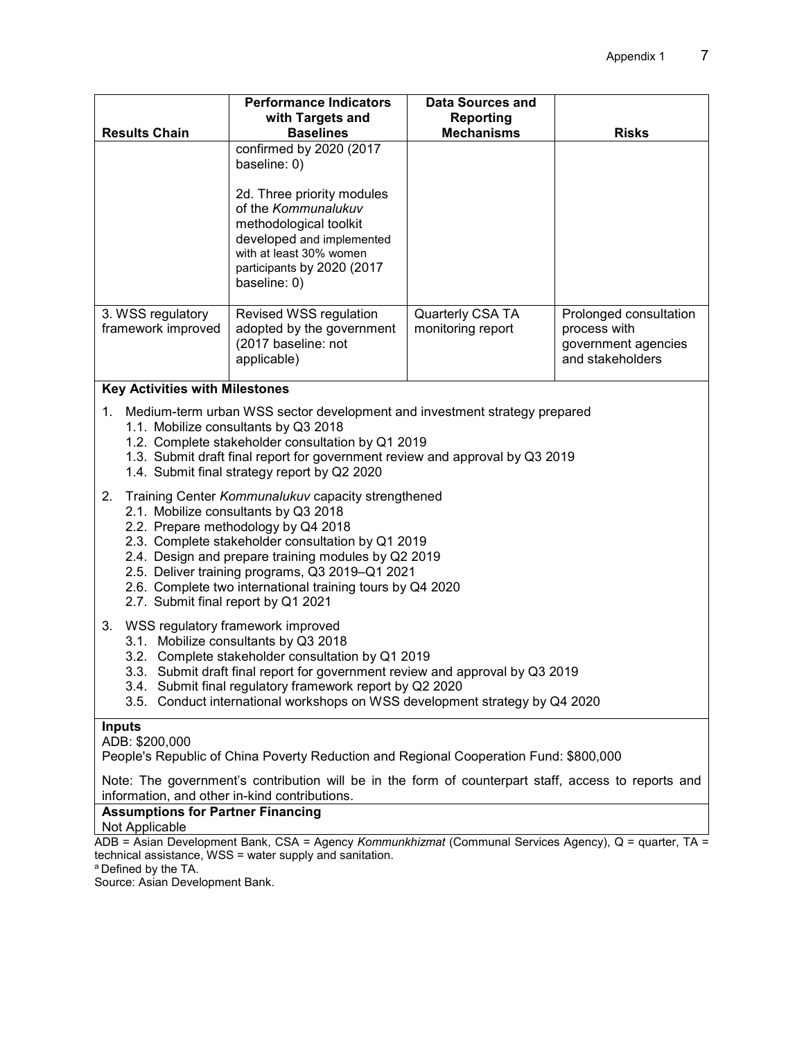| Results Chain | Performance Indicators with Targets and Baselines | Data Sources and Reporting Mechanisms | Risks |
|---|---|---|---|
| | confirmed by 2020 (2017 baseline: 0)<br><br>2d. Three priority modules of the *Kommunalukuv* methodological toolkit developed and implemented with at least 30% women participants by 2020 (2017 baseline: 0) | | |
| 3. WSS regulatory framework improved | Revised WSS regulation adopted by the government (2017 baseline: not applicable) | Quarterly CSA TA monitoring report | Prolonged consultation process with government agencies and stakeholders |

**Key Activities with Milestones**

1. Medium-term urban WSS sector development and investment strategy prepared
   1.1. Mobilize consultants by Q3 2018
   1.2. Complete stakeholder consultation by Q1 2019
   1.3. Submit draft final report for government review and approval by Q3 2019
   1.4. Submit final strategy report by Q2 2020

2. Training Center *Kommunalukuv* capacity strengthened
   2.1. Mobilize consultants by Q3 2018
   2.2. Prepare methodology by Q4 2018
   2.3. Complete stakeholder consultation by Q1 2019
   2.4. Design and prepare training modules by Q2 2019
   2.5. Deliver training programs, Q3 2019–Q1 2021
   2.6. Complete two international training tours by Q4 2020
   2.7. Submit final report by Q1 2021

3. WSS regulatory framework improved
   3.1. Mobilize consultants by Q3 2018
   3.2. Complete stakeholder consultation by Q1 2019
   3.3. Submit draft final report for government review and approval by Q3 2019
   3.4. Submit final regulatory framework report by Q2 2020
   3.5. Conduct international workshops on WSS development strategy by Q4 2020

**Inputs**

ADB: $200,000

People's Republic of China Poverty Reduction and Regional Cooperation Fund: $800,000

Note: The government's contribution will be in the form of counterpart staff, access to reports and information, and other in-kind contributions.

**Assumptions for Partner Financing**

Not Applicable

ADB = Asian Development Bank, CSA = Agency *Kommunkhizmat* (Communal Services Agency), Q = quarter, TA = technical assistance, WSS = water supply and sanitation.

[a] Defined by the TA.

Source: Asian Development Bank.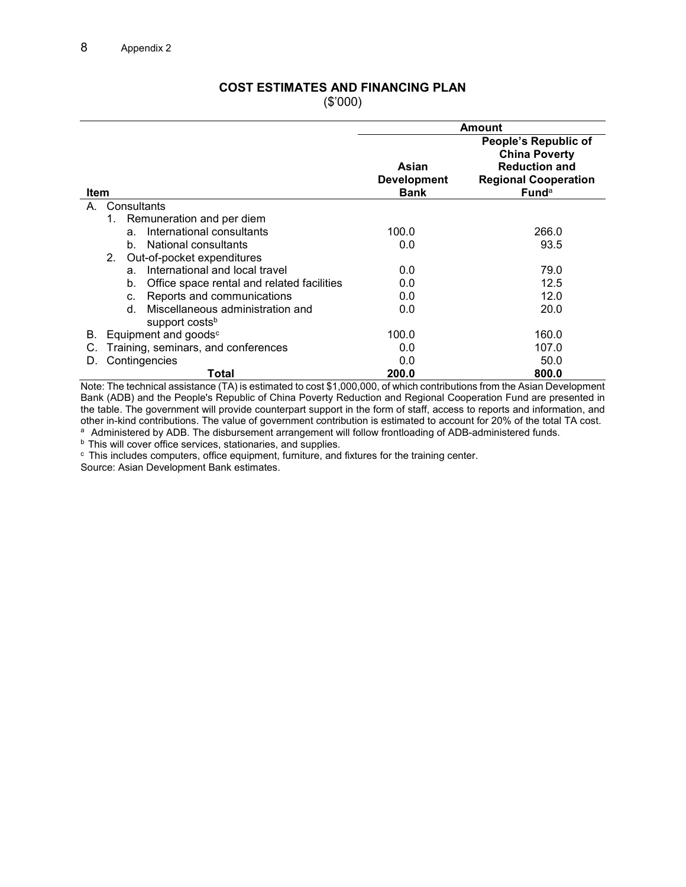## COST ESTIMATES AND FINANCING PLAN

($'000)

| Item | Amount | |
|---|---|---|
| | Asian Development Bank | People's Republic of China Poverty Reduction and Regional Cooperation Fund[a] |
| A. Consultants | | |
| 1. Remuneration and per diem | | |
| a. International consultants | 100.0 | 266.0 |
| b. National consultants | 0.0 | 93.5 |
| 2. Out-of-pocket expenditures | | |
| a. International and local travel | 0.0 | 79.0 |
| b. Office space rental and related facilities | 0.0 | 12.5 |
| c. Reports and communications | 0.0 | 12.0 |
| d. Miscellaneous administration and support costs[b] | 0.0 | 20.0 |
| B. Equipment and goods[c] | 100.0 | 160.0 |
| C. Training, seminars, and conferences | 0.0 | 107.0 |
| D. Contingencies | 0.0 | 50.0 |
| **Total** | **200.0** | **800.0** |

Note: The technical assistance (TA) is estimated to cost $1,000,000, of which contributions from the Asian Development Bank (ADB) and the People's Republic of China Poverty Reduction and Regional Cooperation Fund are presented in the table. The government will provide counterpart support in the form of staff, access to reports and information, and other in-kind contributions. The value of government contribution is estimated to account for 20% of the total TA cost.

[a] Administered by ADB. The disbursement arrangement will follow frontloading of ADB-administered funds.

[b] This will cover office services, stationaries, and supplies.

[c] This includes computers, office equipment, furniture, and fixtures for the training center.

Source: Asian Development Bank estimates.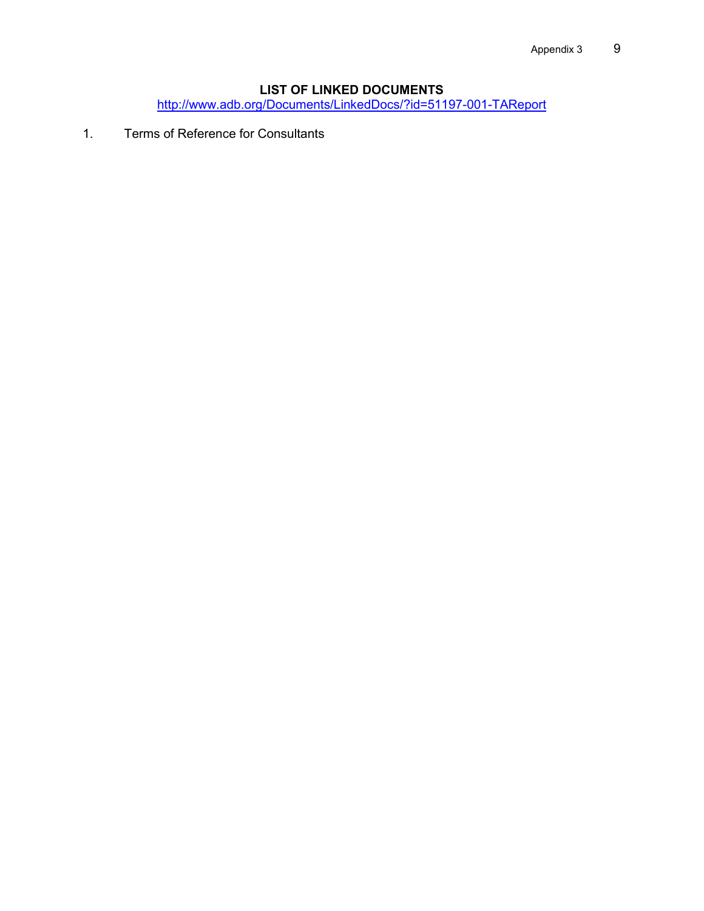**LIST OF LINKED DOCUMENTS**

http://www.adb.org/Documents/LinkedDocs/?id=51197-001-TAReport

1. Terms of Reference for Consultants